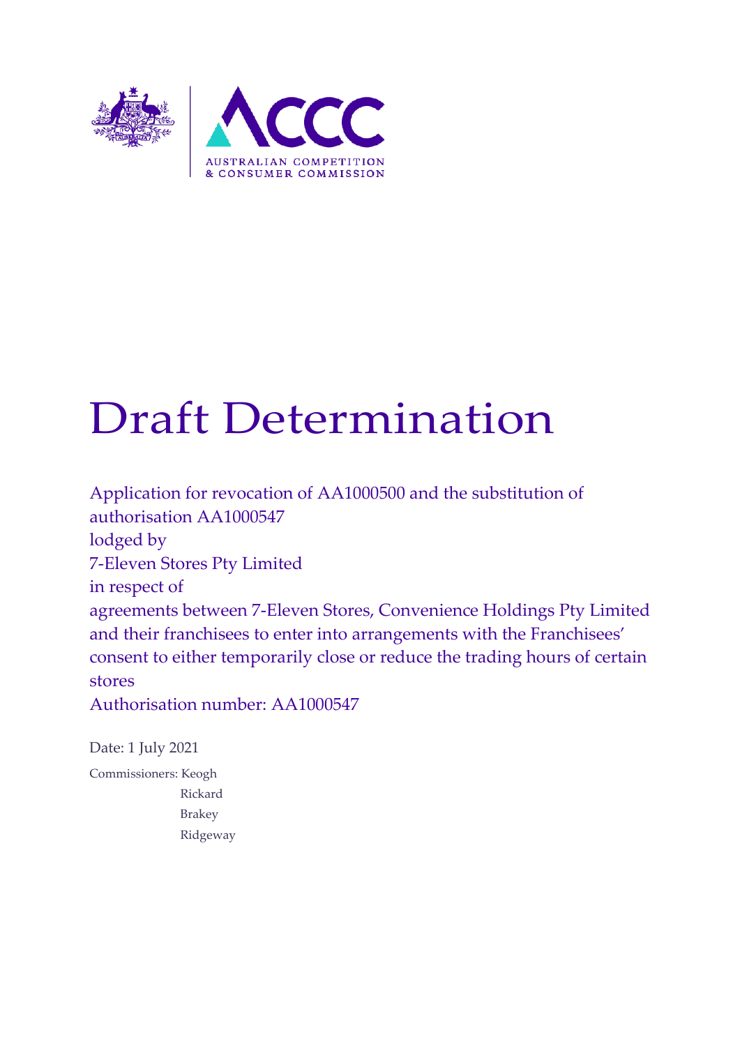# Draft Determination

Application for revocation of AA1000500 and the substitution of authorisation AA1000547

lodged by

7-Eleven Stores Pty Limited

in respect of

agreements between 7-Eleven Stores, Convenience Holdings Pty Limited and their franchisees to enter into arrangements with the Franchisees' consent to either temporarily close or reduce the trading hours of certain stores

Authorisation number: AA1000547

Date: 1 July 2021

Commissioners: Keogh
Rickard
Brakey
Ridgeway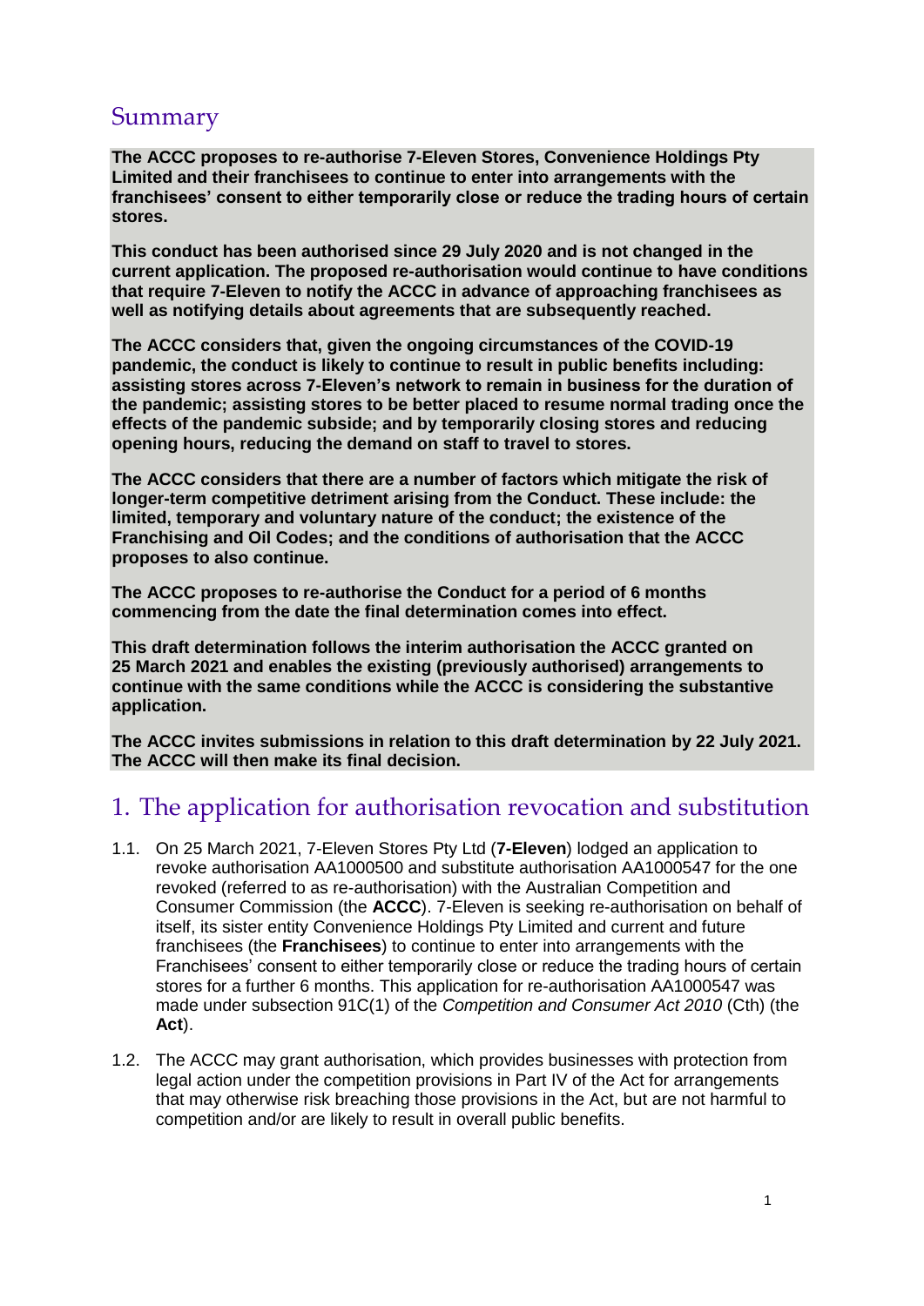## Summary

**The ACCC proposes to re-authorise 7-Eleven Stores, Convenience Holdings Pty Limited and their franchisees to continue to enter into arrangements with the franchisees' consent to either temporarily close or reduce the trading hours of certain stores.**

**This conduct has been authorised since 29 July 2020 and is not changed in the current application. The proposed re-authorisation would continue to have conditions that require 7-Eleven to notify the ACCC in advance of approaching franchisees as well as notifying details about agreements that are subsequently reached.**

**The ACCC considers that, given the ongoing circumstances of the COVID-19 pandemic, the conduct is likely to continue to result in public benefits including: assisting stores across 7-Eleven's network to remain in business for the duration of the pandemic; assisting stores to be better placed to resume normal trading once the effects of the pandemic subside; and by temporarily closing stores and reducing opening hours, reducing the demand on staff to travel to stores.**

**The ACCC considers that there are a number of factors which mitigate the risk of longer-term competitive detriment arising from the Conduct. These include: the limited, temporary and voluntary nature of the conduct; the existence of the Franchising and Oil Codes; and the conditions of authorisation that the ACCC proposes to also continue.**

**The ACCC proposes to re-authorise the Conduct for a period of 6 months commencing from the date the final determination comes into effect.**

**This draft determination follows the interim authorisation the ACCC granted on 25 March 2021 and enables the existing (previously authorised) arrangements to continue with the same conditions while the ACCC is considering the substantive application.**

**The ACCC invites submissions in relation to this draft determination by 22 July 2021. The ACCC will then make its final decision.**

## 1. The application for authorisation revocation and substitution

1.1. On 25 March 2021, 7-Eleven Stores Pty Ltd (**7-Eleven**) lodged an application to revoke authorisation AA1000500 and substitute authorisation AA1000547 for the one revoked (referred to as re-authorisation) with the Australian Competition and Consumer Commission (the **ACCC**). 7-Eleven is seeking re-authorisation on behalf of itself, its sister entity Convenience Holdings Pty Limited and current and future franchisees (the **Franchisees**) to continue to enter into arrangements with the Franchisees' consent to either temporarily close or reduce the trading hours of certain stores for a further 6 months. This application for re-authorisation AA1000547 was made under subsection 91C(1) of the *Competition and Consumer Act 2010* (Cth) (the **Act**).

1.2. The ACCC may grant authorisation, which provides businesses with protection from legal action under the competition provisions in Part IV of the Act for arrangements that may otherwise risk breaching those provisions in the Act, but are not harmful to competition and/or are likely to result in overall public benefits.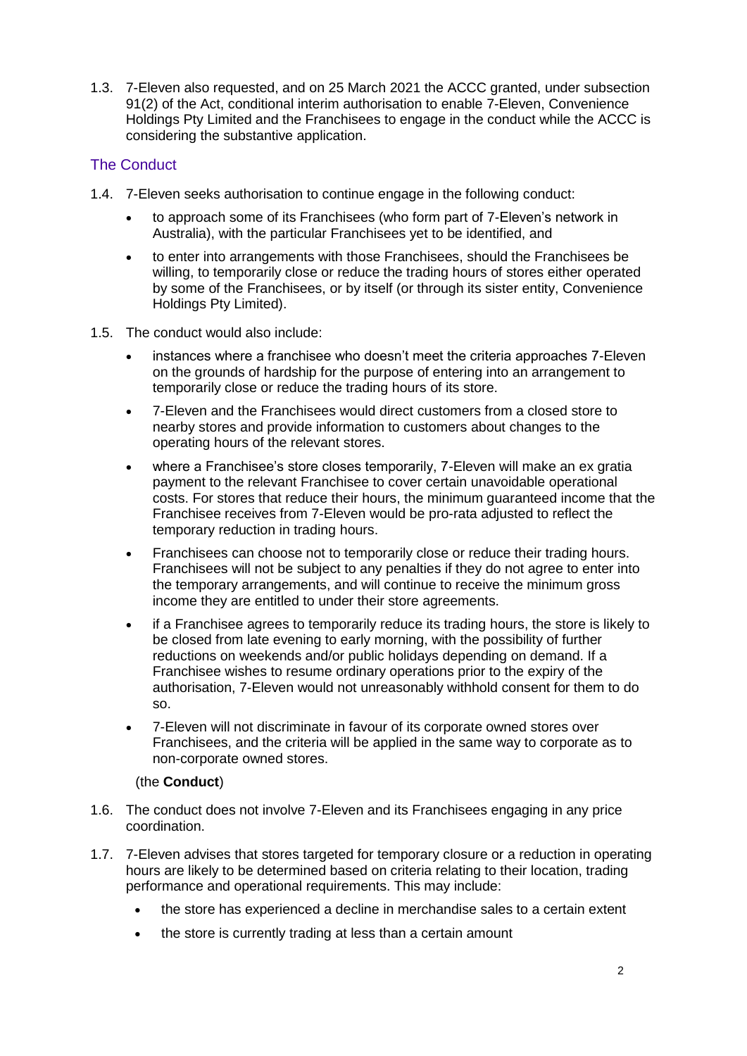1.3. 7-Eleven also requested, and on 25 March 2021 the ACCC granted, under subsection 91(2) of the Act, conditional interim authorisation to enable 7-Eleven, Convenience Holdings Pty Limited and the Franchisees to engage in the conduct while the ACCC is considering the substantive application.

## The Conduct

1.4. 7-Eleven seeks authorisation to continue engage in the following conduct:

- to approach some of its Franchisees (who form part of 7-Eleven's network in Australia), with the particular Franchisees yet to be identified, and
- to enter into arrangements with those Franchisees, should the Franchisees be willing, to temporarily close or reduce the trading hours of stores either operated by some of the Franchisees, or by itself (or through its sister entity, Convenience Holdings Pty Limited).

1.5. The conduct would also include:

- instances where a franchisee who doesn't meet the criteria approaches 7-Eleven on the grounds of hardship for the purpose of entering into an arrangement to temporarily close or reduce the trading hours of its store.
- 7-Eleven and the Franchisees would direct customers from a closed store to nearby stores and provide information to customers about changes to the operating hours of the relevant stores.
- where a Franchisee's store closes temporarily, 7-Eleven will make an ex gratia payment to the relevant Franchisee to cover certain unavoidable operational costs. For stores that reduce their hours, the minimum guaranteed income that the Franchisee receives from 7-Eleven would be pro-rata adjusted to reflect the temporary reduction in trading hours.
- Franchisees can choose not to temporarily close or reduce their trading hours. Franchisees will not be subject to any penalties if they do not agree to enter into the temporary arrangements, and will continue to receive the minimum gross income they are entitled to under their store agreements.
- if a Franchisee agrees to temporarily reduce its trading hours, the store is likely to be closed from late evening to early morning, with the possibility of further reductions on weekends and/or public holidays depending on demand. If a Franchisee wishes to resume ordinary operations prior to the expiry of the authorisation, 7-Eleven would not unreasonably withhold consent for them to do so.
- 7-Eleven will not discriminate in favour of its corporate owned stores over Franchisees, and the criteria will be applied in the same way to corporate as to non-corporate owned stores.

(the **Conduct**)

1.6. The conduct does not involve 7-Eleven and its Franchisees engaging in any price coordination.

1.7. 7-Eleven advises that stores targeted for temporary closure or a reduction in operating hours are likely to be determined based on criteria relating to their location, trading performance and operational requirements. This may include:

- the store has experienced a decline in merchandise sales to a certain extent
- the store is currently trading at less than a certain amount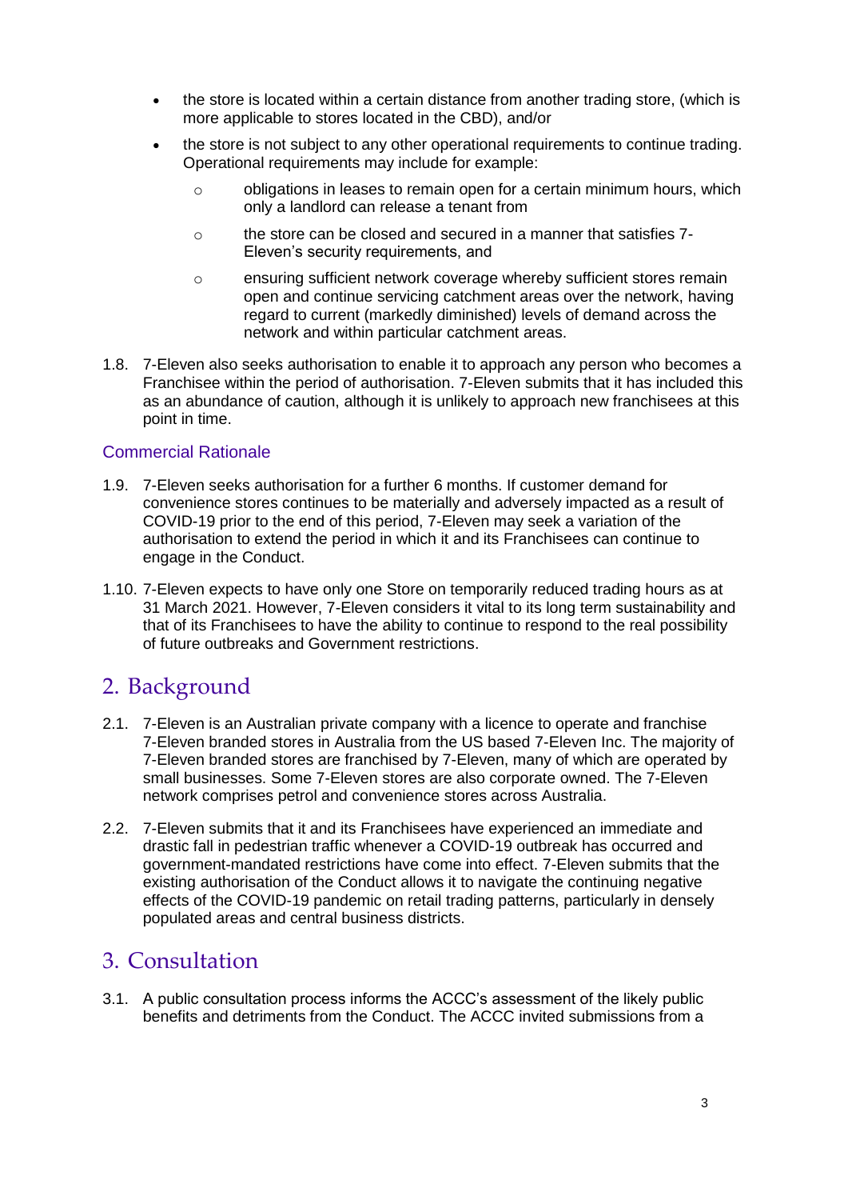- the store is located within a certain distance from another trading store, (which is more applicable to stores located in the CBD), and/or
- the store is not subject to any other operational requirements to continue trading. Operational requirements may include for example:
  - obligations in leases to remain open for a certain minimum hours, which only a landlord can release a tenant from
  - the store can be closed and secured in a manner that satisfies 7-Eleven's security requirements, and
  - ensuring sufficient network coverage whereby sufficient stores remain open and continue servicing catchment areas over the network, having regard to current (markedly diminished) levels of demand across the network and within particular catchment areas.

1.8. 7-Eleven also seeks authorisation to enable it to approach any person who becomes a Franchisee within the period of authorisation. 7-Eleven submits that it has included this as an abundance of caution, although it is unlikely to approach new franchisees at this point in time.

### Commercial Rationale

1.9. 7-Eleven seeks authorisation for a further 6 months. If customer demand for convenience stores continues to be materially and adversely impacted as a result of COVID-19 prior to the end of this period, 7-Eleven may seek a variation of the authorisation to extend the period in which it and its Franchisees can continue to engage in the Conduct.

1.10. 7-Eleven expects to have only one Store on temporarily reduced trading hours as at 31 March 2021. However, 7-Eleven considers it vital to its long term sustainability and that of its Franchisees to have the ability to continue to respond to the real possibility of future outbreaks and Government restrictions.

## 2. Background

2.1. 7-Eleven is an Australian private company with a licence to operate and franchise 7-Eleven branded stores in Australia from the US based 7-Eleven Inc. The majority of 7-Eleven branded stores are franchised by 7-Eleven, many of which are operated by small businesses. Some 7-Eleven stores are also corporate owned. The 7-Eleven network comprises petrol and convenience stores across Australia.

2.2. 7-Eleven submits that it and its Franchisees have experienced an immediate and drastic fall in pedestrian traffic whenever a COVID-19 outbreak has occurred and government-mandated restrictions have come into effect. 7-Eleven submits that the existing authorisation of the Conduct allows it to navigate the continuing negative effects of the COVID-19 pandemic on retail trading patterns, particularly in densely populated areas and central business districts.

## 3. Consultation

3.1. A public consultation process informs the ACCC's assessment of the likely public benefits and detriments from the Conduct. The ACCC invited submissions from a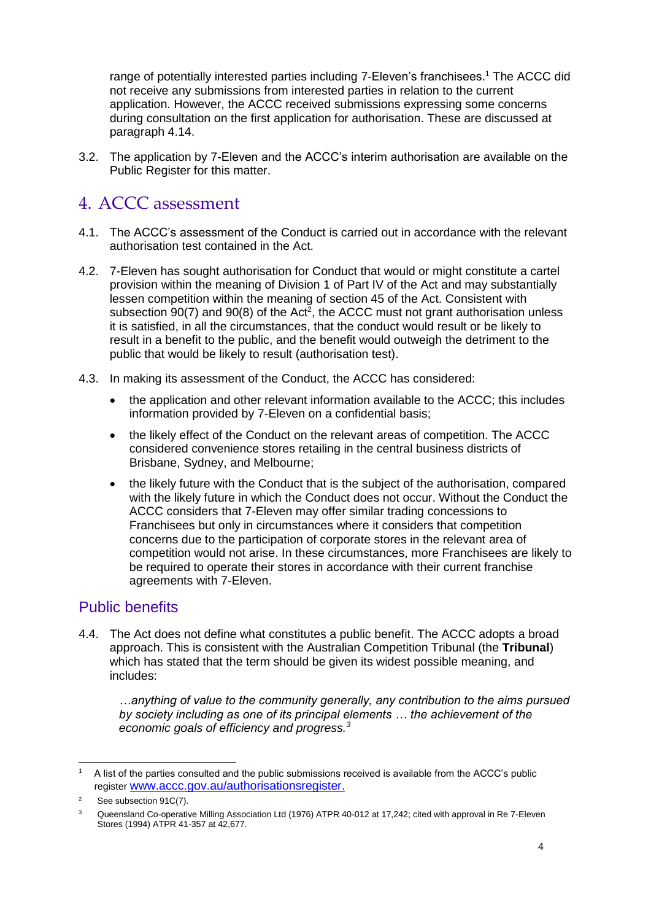range of potentially interested parties including 7-Eleven's franchisees.[1] The ACCC did not receive any submissions from interested parties in relation to the current application. However, the ACCC received submissions expressing some concerns during consultation on the first application for authorisation. These are discussed at paragraph 4.14.

3.2. The application by 7-Eleven and the ACCC's interim authorisation are available on the Public Register for this matter.

# 4. ACCC assessment

4.1. The ACCC's assessment of the Conduct is carried out in accordance with the relevant authorisation test contained in the Act.

4.2. 7-Eleven has sought authorisation for Conduct that would or might constitute a cartel provision within the meaning of Division 1 of Part IV of the Act and may substantially lessen competition within the meaning of section 45 of the Act. Consistent with subsection 90(7) and 90(8) of the Act[2], the ACCC must not grant authorisation unless it is satisfied, in all the circumstances, that the conduct would result or be likely to result in a benefit to the public, and the benefit would outweigh the detriment to the public that would be likely to result (authorisation test).

4.3. In making its assessment of the Conduct, the ACCC has considered:

- the application and other relevant information available to the ACCC; this includes information provided by 7-Eleven on a confidential basis;
- the likely effect of the Conduct on the relevant areas of competition. The ACCC considered convenience stores retailing in the central business districts of Brisbane, Sydney, and Melbourne;
- the likely future with the Conduct that is the subject of the authorisation, compared with the likely future in which the Conduct does not occur. Without the Conduct the ACCC considers that 7-Eleven may offer similar trading concessions to Franchisees but only in circumstances where it considers that competition concerns due to the participation of corporate stores in the relevant area of competition would not arise. In these circumstances, more Franchisees are likely to be required to operate their stores in accordance with their current franchise agreements with 7-Eleven.

## Public benefits

4.4. The Act does not define what constitutes a public benefit. The ACCC adopts a broad approach. This is consistent with the Australian Competition Tribunal (the **Tribunal**) which has stated that the term should be given its widest possible meaning, and includes:

> *…anything of value to the community generally, any contribution to the aims pursued by society including as one of its principal elements … the achievement of the economic goals of efficiency and progress.*[3]

---

[1] A list of the parties consulted and the public submissions received is available from the ACCC's public register www.accc.gov.au/authorisationsregister.

[2] See subsection 91C(7).

[3] Queensland Co-operative Milling Association Ltd (1976) ATPR 40-012 at 17,242; cited with approval in Re 7-Eleven Stores (1994) ATPR 41-357 at 42,677.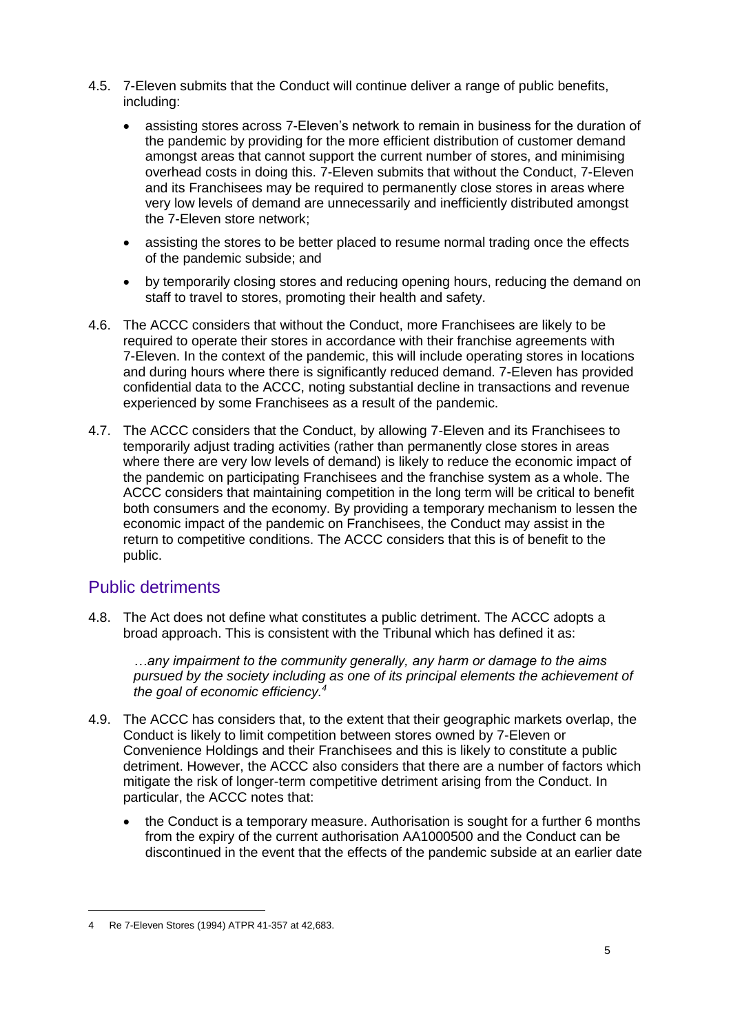4.5. 7-Eleven submits that the Conduct will continue deliver a range of public benefits, including:

- assisting stores across 7-Eleven's network to remain in business for the duration of the pandemic by providing for the more efficient distribution of customer demand amongst areas that cannot support the current number of stores, and minimising overhead costs in doing this. 7-Eleven submits that without the Conduct, 7-Eleven and its Franchisees may be required to permanently close stores in areas where very low levels of demand are unnecessarily and inefficiently distributed amongst the 7-Eleven store network;
- assisting the stores to be better placed to resume normal trading once the effects of the pandemic subside; and
- by temporarily closing stores and reducing opening hours, reducing the demand on staff to travel to stores, promoting their health and safety.

4.6. The ACCC considers that without the Conduct, more Franchisees are likely to be required to operate their stores in accordance with their franchise agreements with 7-Eleven. In the context of the pandemic, this will include operating stores in locations and during hours where there is significantly reduced demand. 7-Eleven has provided confidential data to the ACCC, noting substantial decline in transactions and revenue experienced by some Franchisees as a result of the pandemic.

4.7. The ACCC considers that the Conduct, by allowing 7-Eleven and its Franchisees to temporarily adjust trading activities (rather than permanently close stores in areas where there are very low levels of demand) is likely to reduce the economic impact of the pandemic on participating Franchisees and the franchise system as a whole. The ACCC considers that maintaining competition in the long term will be critical to benefit both consumers and the economy. By providing a temporary mechanism to lessen the economic impact of the pandemic on Franchisees, the Conduct may assist in the return to competitive conditions. The ACCC considers that this is of benefit to the public.

## Public detriments

4.8. The Act does not define what constitutes a public detriment. The ACCC adopts a broad approach. This is consistent with the Tribunal which has defined it as:

> *…any impairment to the community generally, any harm or damage to the aims pursued by the society including as one of its principal elements the achievement of the goal of economic efficiency.*[4]

4.9. The ACCC has considers that, to the extent that their geographic markets overlap, the Conduct is likely to limit competition between stores owned by 7-Eleven or Convenience Holdings and their Franchisees and this is likely to constitute a public detriment. However, the ACCC also considers that there are a number of factors which mitigate the risk of longer-term competitive detriment arising from the Conduct. In particular, the ACCC notes that:

- the Conduct is a temporary measure. Authorisation is sought for a further 6 months from the expiry of the current authorisation AA1000500 and the Conduct can be discontinued in the event that the effects of the pandemic subside at an earlier date

---

4 Re 7-Eleven Stores (1994) ATPR 41-357 at 42,683.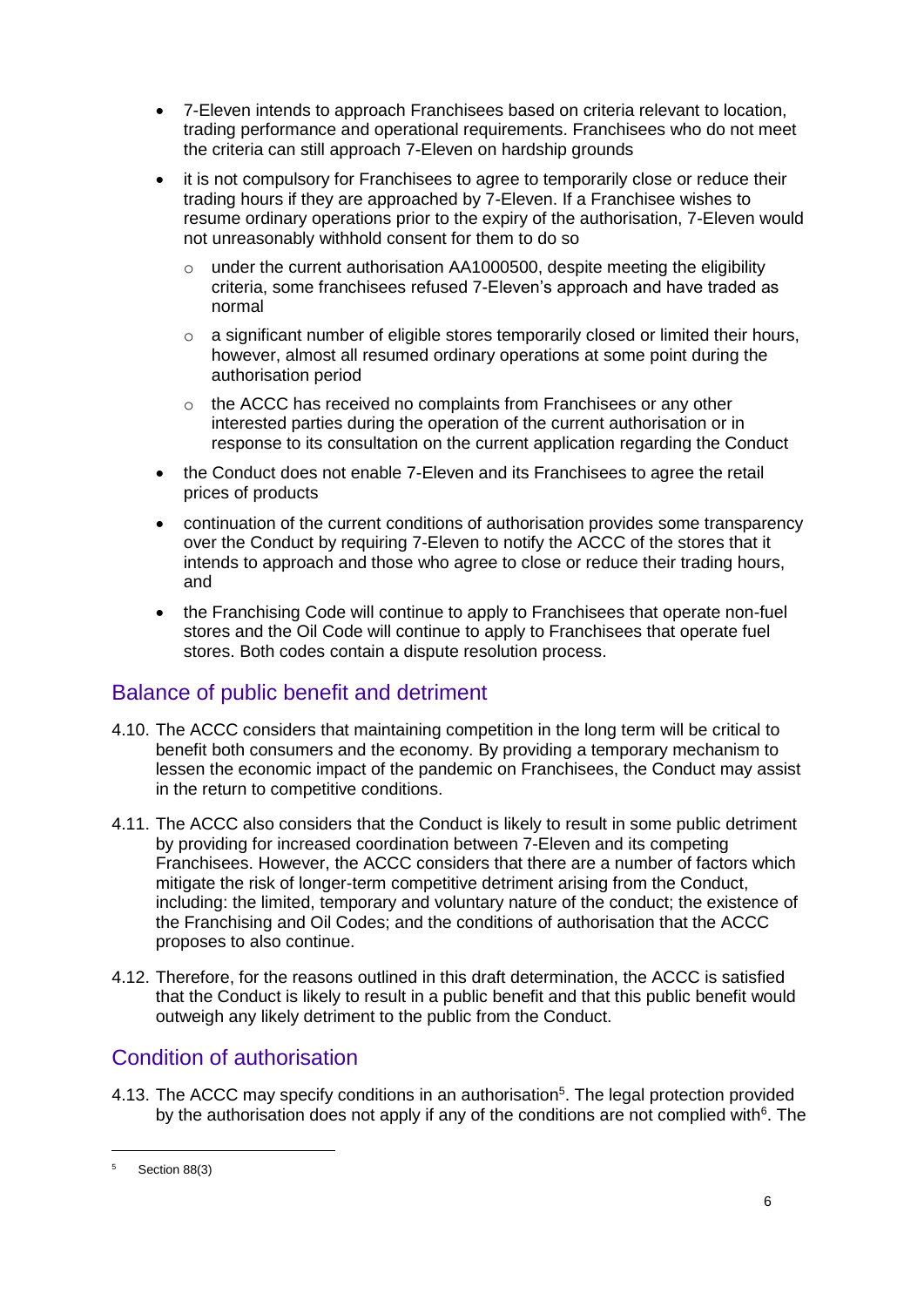- 7-Eleven intends to approach Franchisees based on criteria relevant to location, trading performance and operational requirements. Franchisees who do not meet the criteria can still approach 7-Eleven on hardship grounds
- it is not compulsory for Franchisees to agree to temporarily close or reduce their trading hours if they are approached by 7-Eleven. If a Franchisee wishes to resume ordinary operations prior to the expiry of the authorisation, 7-Eleven would not unreasonably withhold consent for them to do so
  - under the current authorisation AA1000500, despite meeting the eligibility criteria, some franchisees refused 7-Eleven's approach and have traded as normal
  - a significant number of eligible stores temporarily closed or limited their hours, however, almost all resumed ordinary operations at some point during the authorisation period
  - the ACCC has received no complaints from Franchisees or any other interested parties during the operation of the current authorisation or in response to its consultation on the current application regarding the Conduct
- the Conduct does not enable 7-Eleven and its Franchisees to agree the retail prices of products
- continuation of the current conditions of authorisation provides some transparency over the Conduct by requiring 7-Eleven to notify the ACCC of the stores that it intends to approach and those who agree to close or reduce their trading hours, and
- the Franchising Code will continue to apply to Franchisees that operate non-fuel stores and the Oil Code will continue to apply to Franchisees that operate fuel stores. Both codes contain a dispute resolution process.

## Balance of public benefit and detriment

4.10. The ACCC considers that maintaining competition in the long term will be critical to benefit both consumers and the economy. By providing a temporary mechanism to lessen the economic impact of the pandemic on Franchisees, the Conduct may assist in the return to competitive conditions.

4.11. The ACCC also considers that the Conduct is likely to result in some public detriment by providing for increased coordination between 7-Eleven and its competing Franchisees. However, the ACCC considers that there are a number of factors which mitigate the risk of longer-term competitive detriment arising from the Conduct, including: the limited, temporary and voluntary nature of the conduct; the existence of the Franchising and Oil Codes; and the conditions of authorisation that the ACCC proposes to also continue.

4.12. Therefore, for the reasons outlined in this draft determination, the ACCC is satisfied that the Conduct is likely to result in a public benefit and that this public benefit would outweigh any likely detriment to the public from the Conduct.

## Condition of authorisation

4.13. The ACCC may specify conditions in an authorisation[5]. The legal protection provided by the authorisation does not apply if any of the conditions are not complied with[6]. The

[5] Section 88(3)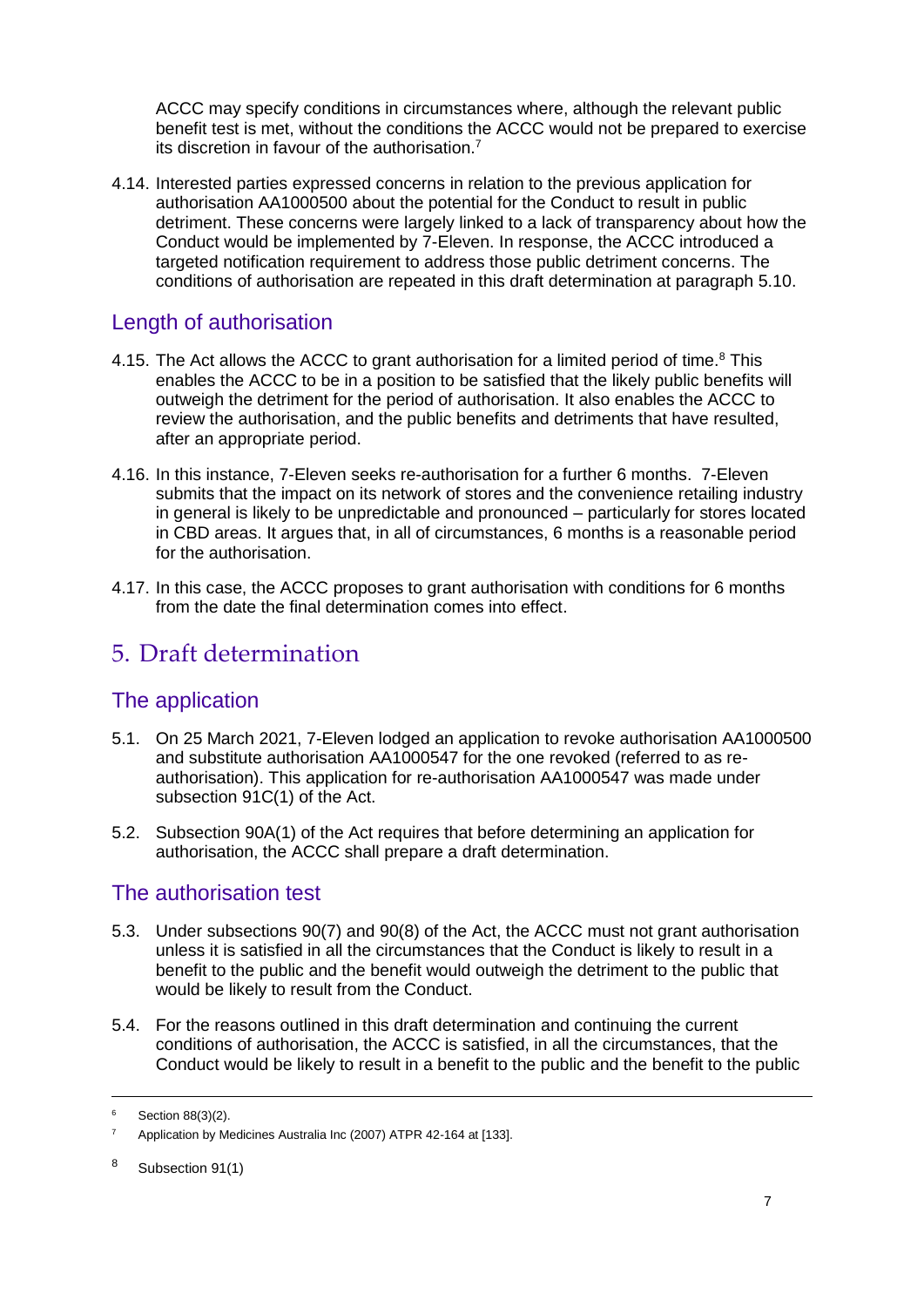ACCC may specify conditions in circumstances where, although the relevant public benefit test is met, without the conditions the ACCC would not be prepared to exercise its discretion in favour of the authorisation.[7]

4.14. Interested parties expressed concerns in relation to the previous application for authorisation AA1000500 about the potential for the Conduct to result in public detriment. These concerns were largely linked to a lack of transparency about how the Conduct would be implemented by 7-Eleven. In response, the ACCC introduced a targeted notification requirement to address those public detriment concerns. The conditions of authorisation are repeated in this draft determination at paragraph 5.10.

## Length of authorisation

4.15. The Act allows the ACCC to grant authorisation for a limited period of time.[8] This enables the ACCC to be in a position to be satisfied that the likely public benefits will outweigh the detriment for the period of authorisation. It also enables the ACCC to review the authorisation, and the public benefits and detriments that have resulted, after an appropriate period.

4.16. In this instance, 7-Eleven seeks re-authorisation for a further 6 months. 7-Eleven submits that the impact on its network of stores and the convenience retailing industry in general is likely to be unpredictable and pronounced – particularly for stores located in CBD areas. It argues that, in all of circumstances, 6 months is a reasonable period for the authorisation.

4.17. In this case, the ACCC proposes to grant authorisation with conditions for 6 months from the date the final determination comes into effect.

# 5. Draft determination

## The application

5.1. On 25 March 2021, 7-Eleven lodged an application to revoke authorisation AA1000500 and substitute authorisation AA1000547 for the one revoked (referred to as re-authorisation). This application for re-authorisation AA1000547 was made under subsection 91C(1) of the Act.

5.2. Subsection 90A(1) of the Act requires that before determining an application for authorisation, the ACCC shall prepare a draft determination.

## The authorisation test

5.3. Under subsections 90(7) and 90(8) of the Act, the ACCC must not grant authorisation unless it is satisfied in all the circumstances that the Conduct is likely to result in a benefit to the public and the benefit would outweigh the detriment to the public that would be likely to result from the Conduct.

5.4. For the reasons outlined in this draft determination and continuing the current conditions of authorisation, the ACCC is satisfied, in all the circumstances, that the Conduct would be likely to result in a benefit to the public and the benefit to the public

---

[6] Section 88(3)(2).

[7] Application by Medicines Australia Inc (2007) ATPR 42-164 at [133].

[8] Subsection 91(1)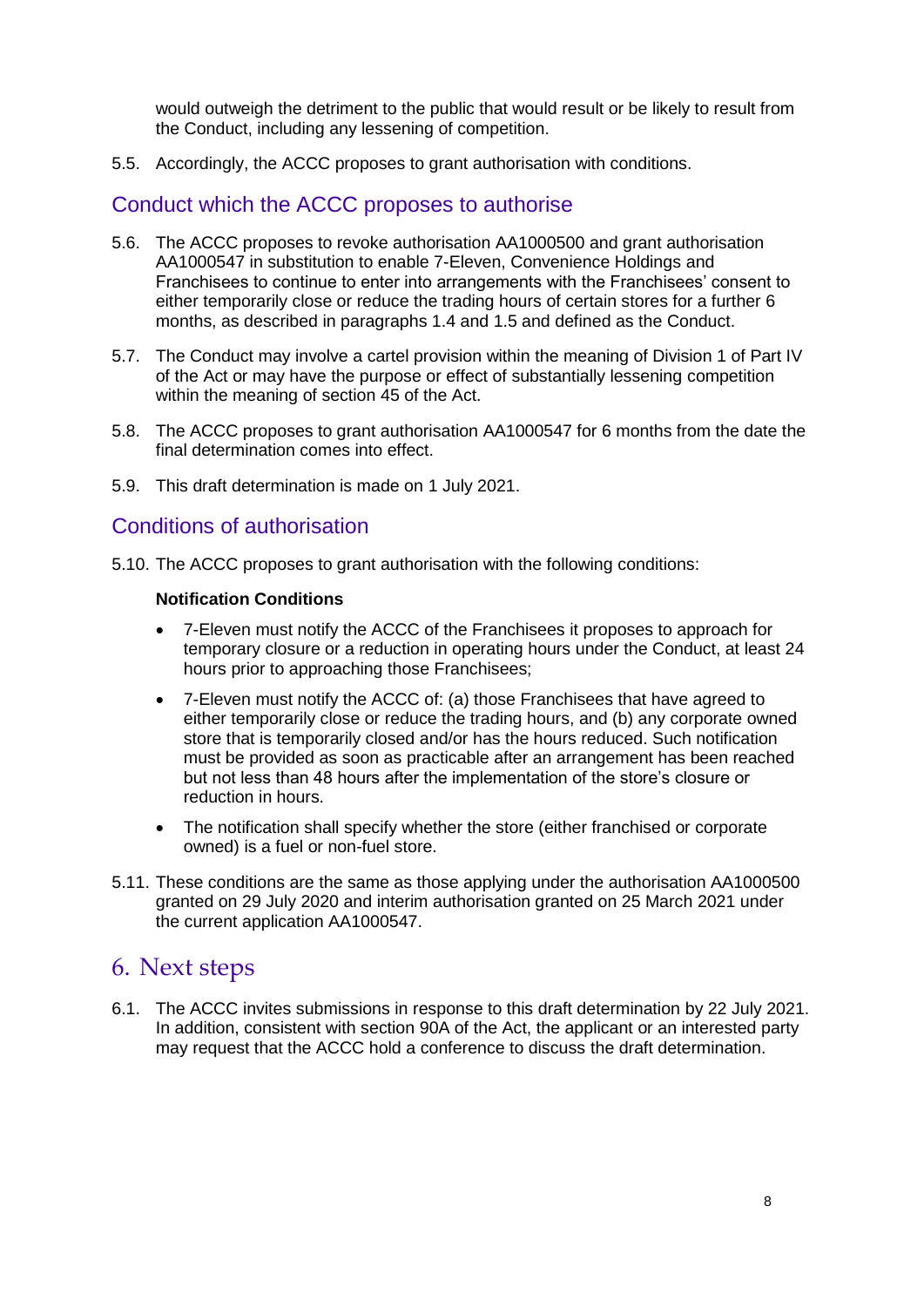would outweigh the detriment to the public that would result or be likely to result from the Conduct, including any lessening of competition.

5.5. Accordingly, the ACCC proposes to grant authorisation with conditions.

## Conduct which the ACCC proposes to authorise

5.6. The ACCC proposes to revoke authorisation AA1000500 and grant authorisation AA1000547 in substitution to enable 7-Eleven, Convenience Holdings and Franchisees to continue to enter into arrangements with the Franchisees' consent to either temporarily close or reduce the trading hours of certain stores for a further 6 months, as described in paragraphs 1.4 and 1.5 and defined as the Conduct.

5.7. The Conduct may involve a cartel provision within the meaning of Division 1 of Part IV of the Act or may have the purpose or effect of substantially lessening competition within the meaning of section 45 of the Act.

5.8. The ACCC proposes to grant authorisation AA1000547 for 6 months from the date the final determination comes into effect.

5.9. This draft determination is made on 1 July 2021.

## Conditions of authorisation

5.10. The ACCC proposes to grant authorisation with the following conditions:

**Notification Conditions**

- 7-Eleven must notify the ACCC of the Franchisees it proposes to approach for temporary closure or a reduction in operating hours under the Conduct, at least 24 hours prior to approaching those Franchisees;
- 7-Eleven must notify the ACCC of: (a) those Franchisees that have agreed to either temporarily close or reduce the trading hours, and (b) any corporate owned store that is temporarily closed and/or has the hours reduced. Such notification must be provided as soon as practicable after an arrangement has been reached but not less than 48 hours after the implementation of the store's closure or reduction in hours.
- The notification shall specify whether the store (either franchised or corporate owned) is a fuel or non-fuel store.

5.11. These conditions are the same as those applying under the authorisation AA1000500 granted on 29 July 2020 and interim authorisation granted on 25 March 2021 under the current application AA1000547.

# 6. Next steps

6.1. The ACCC invites submissions in response to this draft determination by 22 July 2021. In addition, consistent with section 90A of the Act, the applicant or an interested party may request that the ACCC hold a conference to discuss the draft determination.